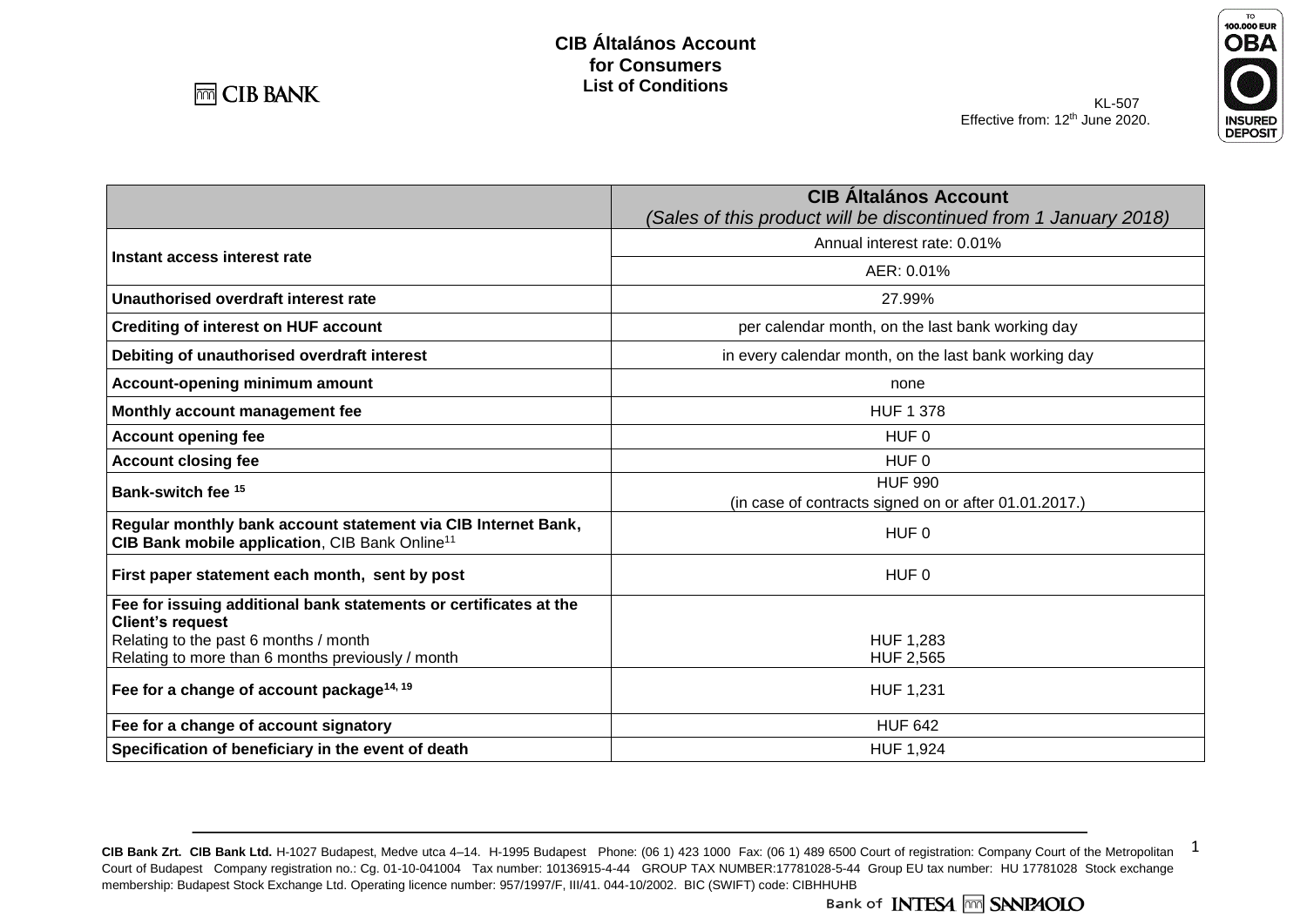# CIB Általános Account for Consumers List of Conditions

KL-507
Effective from: 12th June 2020.

| | **CIB Általános Account** *(Sales of this product will be discontinued from 1 January 2018)* |
|---|---|
| **Instant access interest rate** | Annual interest rate: 0.01% |
| | AER: 0.01% |
| **Unauthorised overdraft interest rate** | 27.99% |
| **Crediting of interest on HUF account** | per calendar month, on the last bank working day |
| **Debiting of unauthorised overdraft interest** | in every calendar month, on the last bank working day |
| **Account-opening minimum amount** | none |
| **Monthly account management fee** | HUF 1 378 |
| **Account opening fee** | HUF 0 |
| **Account closing fee** | HUF 0 |
| **Bank-switch fee** [15] | HUF 990 (in case of contracts signed on or after 01.01.2017.) |
| **Regular monthly bank account statement via CIB Internet Bank, CIB Bank mobile application**, CIB Bank Online[11] | HUF 0 |
| **First paper statement each month, sent by post** | HUF 0 |
| **Fee for issuing additional bank statements or certificates at the Client's request** Relating to the past 6 months / month Relating to more than 6 months previously / month | HUF 1,283 HUF 2,565 |
| **Fee for a change of account package**[14, 19] | HUF 1,231 |
| **Fee for a change of account signatory** | HUF 642 |
| **Specification of beneficiary in the event of death** | HUF 1,924 |

**CIB Bank Zrt. CIB Bank Ltd.** H-1027 Budapest, Medve utca 4–14. H-1995 Budapest Phone: (06 1) 423 1000 Fax: (06 1) 489 6500 Court of registration: Company Court of the Metropolitan Court of Budapest Company registration no.: Cg. 01-10-041004 Tax number: 10136915-4-44 GROUP TAX NUMBER:17781028-5-44 Group EU tax number: HU 17781028 Stock exchange membership: Budapest Stock Exchange Ltd. Operating licence number: 957/1997/F, III/41. 044-10/2002. BIC (SWIFT) code: CIBHHUHB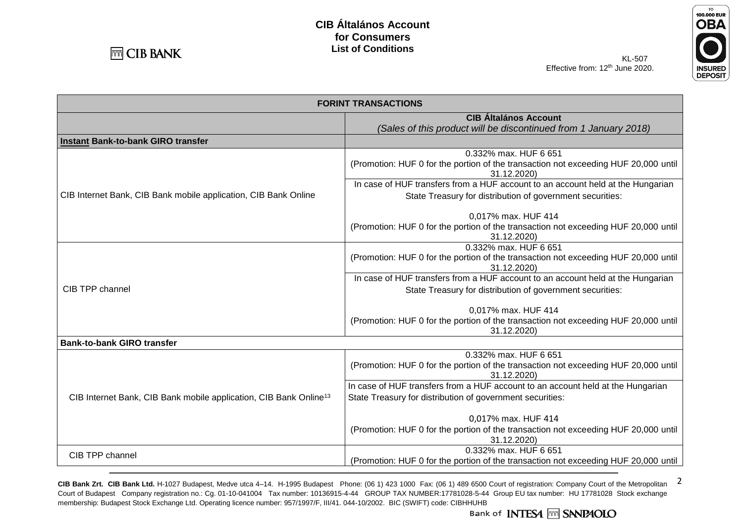# CIB Általános Account for Consumers List of Conditions

KL-507
Effective from: 12th June 2020.

| FORINT TRANSACTIONS | |
|---|---|
| | **CIB Általános Account** *(Sales of this product will be discontinued from 1 January 2018)* |
| **Instant Bank-to-bank GIRO transfer** | |
| CIB Internet Bank, CIB Bank mobile application, CIB Bank Online | 0.332% max. HUF 6 651 (Promotion: HUF 0 for the portion of the transaction not exceeding HUF 20,000 until 31.12.2020) |
| | In case of HUF transfers from a HUF account to an account held at the Hungarian State Treasury for distribution of government securities: 0,017% max. HUF 414 (Promotion: HUF 0 for the portion of the transaction not exceeding HUF 20,000 until 31.12.2020) |
| CIB TPP channel | 0.332% max. HUF 6 651 (Promotion: HUF 0 for the portion of the transaction not exceeding HUF 20,000 until 31.12.2020) |
| | In case of HUF transfers from a HUF account to an account held at the Hungarian State Treasury for distribution of government securities: 0,017% max. HUF 414 (Promotion: HUF 0 for the portion of the transaction not exceeding HUF 20,000 until 31.12.2020) |
| **Bank-to-bank GIRO transfer** | |
| CIB Internet Bank, CIB Bank mobile application, CIB Bank Online[13] | 0.332% max. HUF 6 651 (Promotion: HUF 0 for the portion of the transaction not exceeding HUF 20,000 until 31.12.2020) |
| | In case of HUF transfers from a HUF account to an account held at the Hungarian State Treasury for distribution of government securities: 0,017% max. HUF 414 (Promotion: HUF 0 for the portion of the transaction not exceeding HUF 20,000 until 31.12.2020) |
| CIB TPP channel | 0.332% max. HUF 6 651 (Promotion: HUF 0 for the portion of the transaction not exceeding HUF 20,000 until |

**CIB Bank Zrt. CIB Bank Ltd.** H-1027 Budapest, Medve utca 4–14. H-1995 Budapest Phone: (06 1) 423 1000 Fax: (06 1) 489 6500 Court of registration: Company Court of the Metropolitan Court of Budapest Company registration no.: Cg. 01-10-041004 Tax number: 10136915-4-44 GROUP TAX NUMBER:17781028-5-44 Group EU tax number: HU 17781028 Stock exchange membership: Budapest Stock Exchange Ltd. Operating licence number: 957/1997/F, III/41. 044-10/2002. BIC (SWIFT) code: CIBHHUHB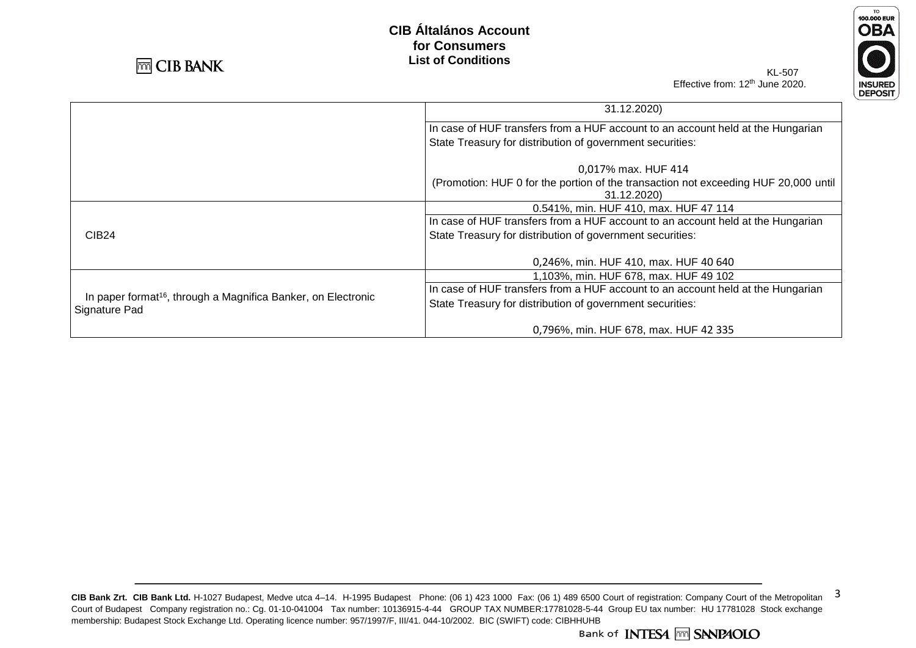| | |
|---|---|
| | 31.12.2020) |
| | In case of HUF transfers from a HUF account to an account held at the Hungarian State Treasury for distribution of government securities:<br><br>0,017% max. HUF 414<br>(Promotion: HUF 0 for the portion of the transaction not exceeding HUF 20,000 until 31.12.2020) |
| CIB24 | 0.541%, min. HUF 410, max. HUF 47 114 |
| | In case of HUF transfers from a HUF account to an account held at the Hungarian State Treasury for distribution of government securities:<br><br>0,246%, min. HUF 410, max. HUF 40 640 |
| In paper format[16], through a Magnifica Banker, on Electronic Signature Pad | 1,103%, min. HUF 678, max. HUF 49 102 |
| | In case of HUF transfers from a HUF account to an account held at the Hungarian State Treasury for distribution of government securities:<br><br>0,796%, min. HUF 678, max. HUF 42 335 |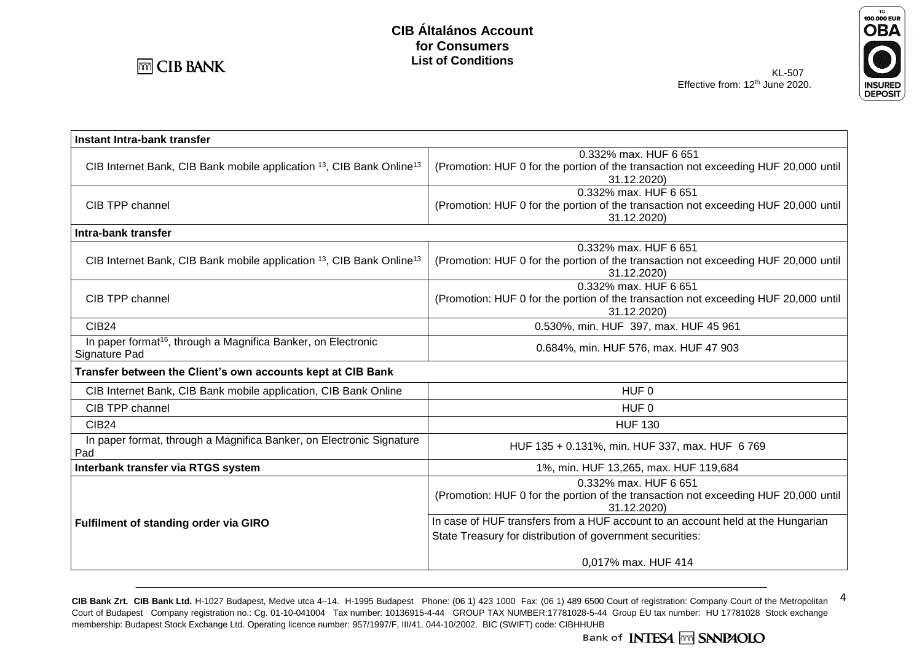| Instant Intra-bank transfer | |
|---|---|
| CIB Internet Bank, CIB Bank mobile application [13], CIB Bank Online[13] | 0.332% max. HUF 6 651 (Promotion: HUF 0 for the portion of the transaction not exceeding HUF 20,000 until 31.12.2020) |
| CIB TPP channel | 0.332% max. HUF 6 651 (Promotion: HUF 0 for the portion of the transaction not exceeding HUF 20,000 until 31.12.2020) |
| **Intra-bank transfer** | |
| CIB Internet Bank, CIB Bank mobile application [13], CIB Bank Online[13] | 0.332% max. HUF 6 651 (Promotion: HUF 0 for the portion of the transaction not exceeding HUF 20,000 until 31.12.2020) |
| CIB TPP channel | 0.332% max. HUF 6 651 (Promotion: HUF 0 for the portion of the transaction not exceeding HUF 20,000 until 31.12.2020) |
| CIB24 | 0.530%, min. HUF 397, max. HUF 45 961 |
| In paper format[16], through a Magnifica Banker, on Electronic Signature Pad | 0.684%, min. HUF 576, max. HUF 47 903 |
| **Transfer between the Client's own accounts kept at CIB Bank** | |
| CIB Internet Bank, CIB Bank mobile application, CIB Bank Online | HUF 0 |
| CIB TPP channel | HUF 0 |
| CIB24 | HUF 130 |
| In paper format, through a Magnifica Banker, on Electronic Signature Pad | HUF 135 + 0.131%, min. HUF 337, max. HUF 6 769 |
| **Interbank transfer via RTGS system** | 1%, min. HUF 13,265, max. HUF 119,684 |
| **Fulfilment of standing order via GIRO** | 0.332% max. HUF 6 651 (Promotion: HUF 0 for the portion of the transaction not exceeding HUF 20,000 until 31.12.2020) |
| | In case of HUF transfers from a HUF account to an account held at the Hungarian State Treasury for distribution of government securities: 0,017% max. HUF 414 |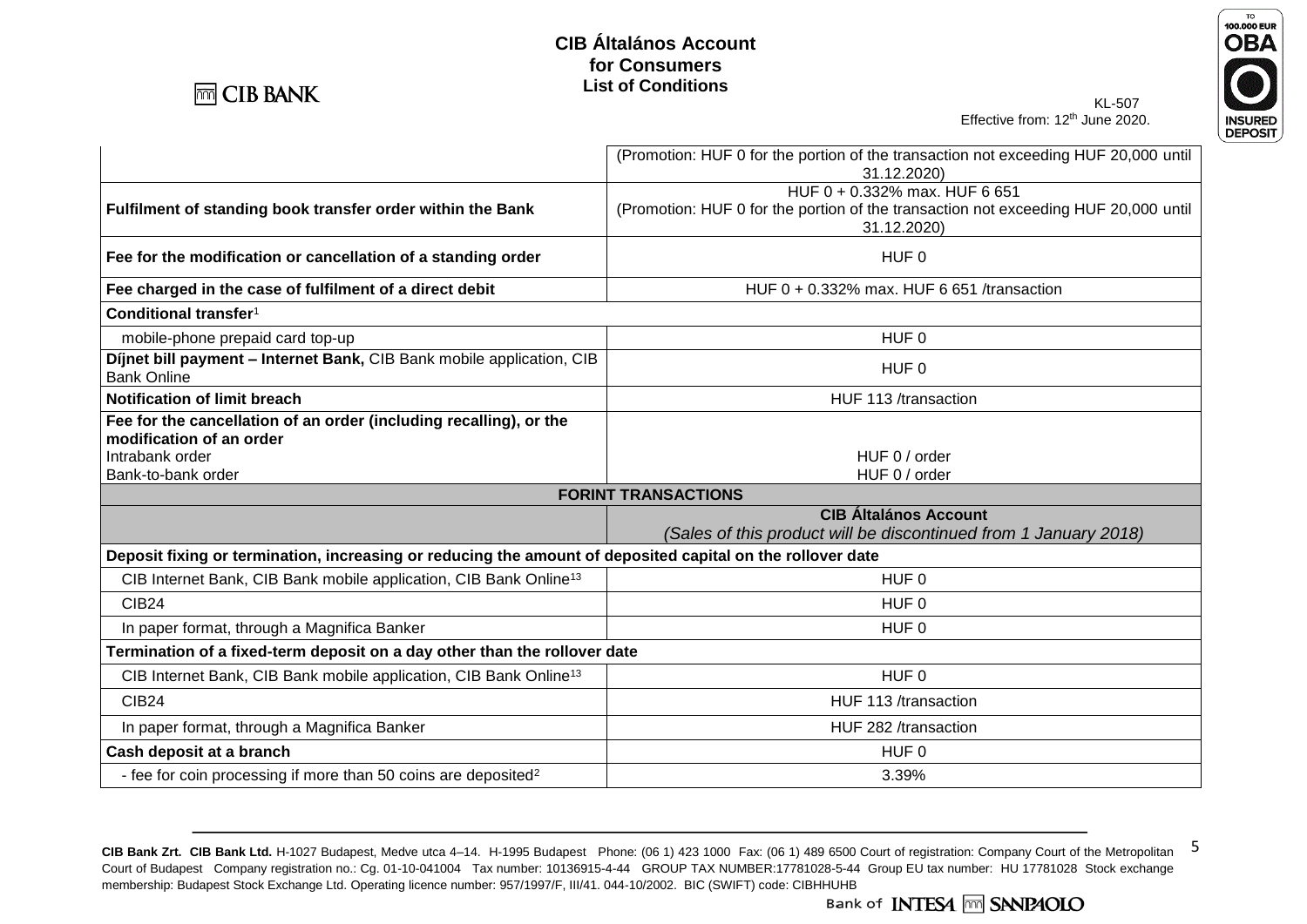# CIB Általános Account for Consumers List of Conditions

KL-507
Effective from: 12th June 2020.

| | |
|---|---|
| | (Promotion: HUF 0 for the portion of the transaction not exceeding HUF 20,000 until 31.12.2020) |
| **Fulfilment of standing book transfer order within the Bank** | HUF 0 + 0.332% max. HUF 6 651 (Promotion: HUF 0 for the portion of the transaction not exceeding HUF 20,000 until 31.12.2020) |
| **Fee for the modification or cancellation of a standing order** | HUF 0 |
| **Fee charged in the case of fulfilment of a direct debit** | HUF 0 + 0.332% max. HUF 6 651 /transaction |
| **Conditional transfer**[1] | |
| mobile-phone prepaid card top-up | HUF 0 |
| **Díjnet bill payment – Internet Bank,** CIB Bank mobile application, CIB Bank Online | HUF 0 |
| **Notification of limit breach** | HUF 113 /transaction |
| **Fee for the cancellation of an order (including recalling), or the modification of an order** Intrabank order Bank-to-bank order | HUF 0 / order HUF 0 / order |
| **FORINT TRANSACTIONS** | |
| | **CIB Általános Account** *(Sales of this product will be discontinued from 1 January 2018)* |
| **Deposit fixing or termination, increasing or reducing the amount of deposited capital on the rollover date** | |
| CIB Internet Bank, CIB Bank mobile application, CIB Bank Online[13] | HUF 0 |
| CIB24 | HUF 0 |
| In paper format, through a Magnifica Banker | HUF 0 |
| **Termination of a fixed-term deposit on a day other than the rollover date** | |
| CIB Internet Bank, CIB Bank mobile application, CIB Bank Online[13] | HUF 0 |
| CIB24 | HUF 113 /transaction |
| In paper format, through a Magnifica Banker | HUF 282 /transaction |
| **Cash deposit at a branch** | HUF 0 |
| - fee for coin processing if more than 50 coins are deposited[2] | 3.39% |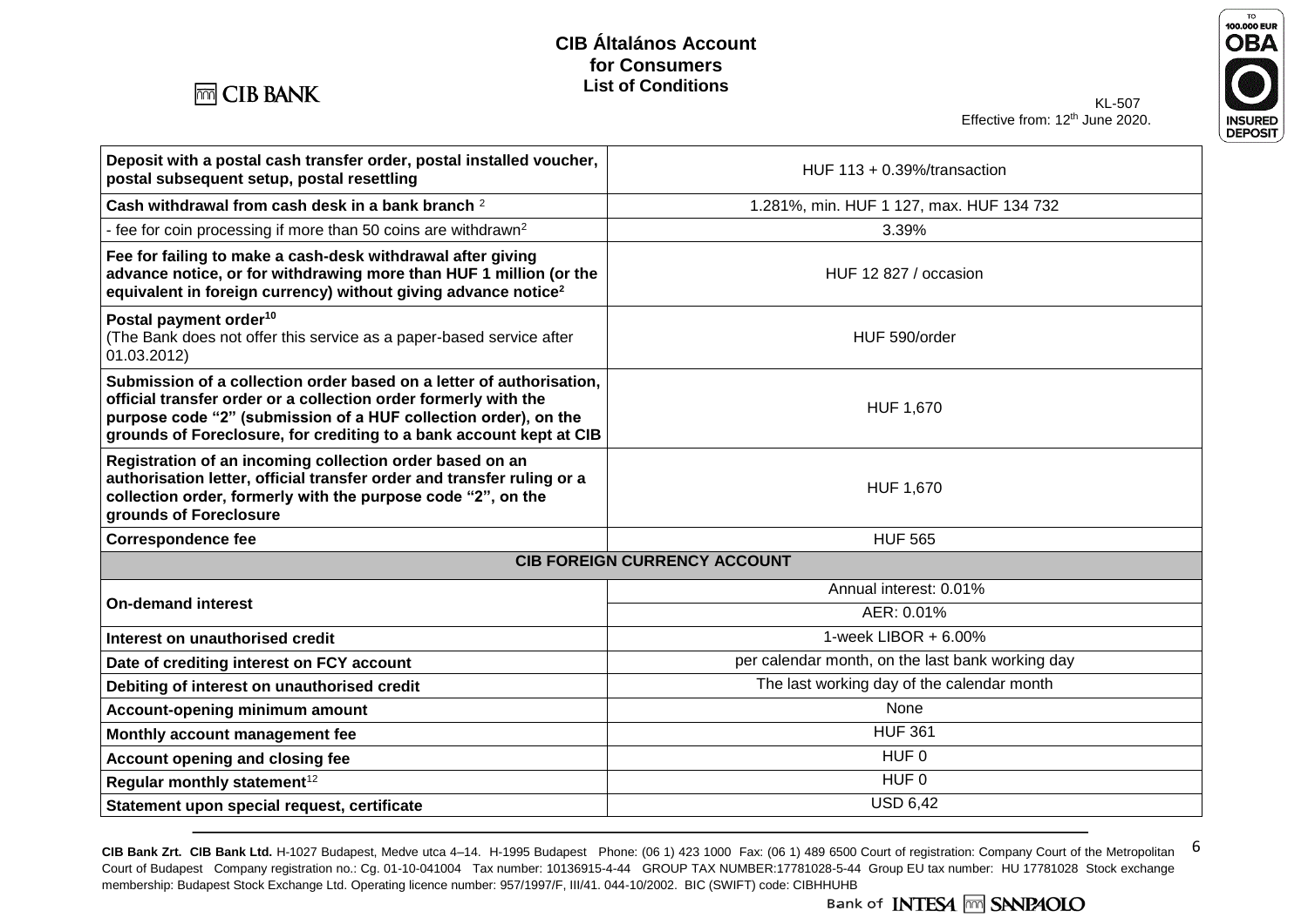# CIB Általános Account for Consumers List of Conditions

KL-507
Effective from: 12th June 2020.

| | |
|---|---|
| **Deposit with a postal cash transfer order, postal installed voucher, postal subsequent setup, postal resettling** | HUF 113 + 0.39%/transaction |
| **Cash withdrawal from cash desk in a bank branch** [2] | 1.281%, min. HUF 1 127, max. HUF 134 732 |
| - fee for coin processing if more than 50 coins are withdrawn[2] | 3.39% |
| **Fee for failing to make a cash-desk withdrawal after giving advance notice, or for withdrawing more than HUF 1 million (or the equivalent in foreign currency) without giving advance notice[2]** | HUF 12 827 / occasion |
| **Postal payment order[10]** (The Bank does not offer this service as a paper-based service after 01.03.2012) | HUF 590/order |
| **Submission of a collection order based on a letter of authorisation, official transfer order or a collection order formerly with the purpose code "2" (submission of a HUF collection order), on the grounds of Foreclosure, for crediting to a bank account kept at CIB** | HUF 1,670 |
| **Registration of an incoming collection order based on an authorisation letter, official transfer order and transfer ruling or a collection order, formerly with the purpose code "2", on the grounds of Foreclosure** | HUF 1,670 |
| **Correspondence fee** | HUF 565 |
| **CIB FOREIGN CURRENCY ACCOUNT** | |
| **On-demand interest** | Annual interest: 0.01% |
| | AER: 0.01% |
| **Interest on unauthorised credit** | 1-week LIBOR + 6.00% |
| **Date of crediting interest on FCY account** | per calendar month, on the last bank working day |
| **Debiting of interest on unauthorised credit** | The last working day of the calendar month |
| **Account-opening minimum amount** | None |
| **Monthly account management fee** | HUF 361 |
| **Account opening and closing fee** | HUF 0 |
| **Regular monthly statement**[12] | HUF 0 |
| **Statement upon special request, certificate** | USD 6,42 |

**CIB Bank Zrt. CIB Bank Ltd.** H-1027 Budapest, Medve utca 4–14. H-1995 Budapest Phone: (06 1) 423 1000 Fax: (06 1) 489 6500 Court of registration: Company Court of the Metropolitan Court of Budapest Company registration no.: Cg. 01-10-041004 Tax number: 10136915-4-44 GROUP TAX NUMBER:17781028-5-44 Group EU tax number: HU 17781028 Stock exchange membership: Budapest Stock Exchange Ltd. Operating licence number: 957/1997/F, III/41. 044-10/2002. BIC (SWIFT) code: CIBHHUHB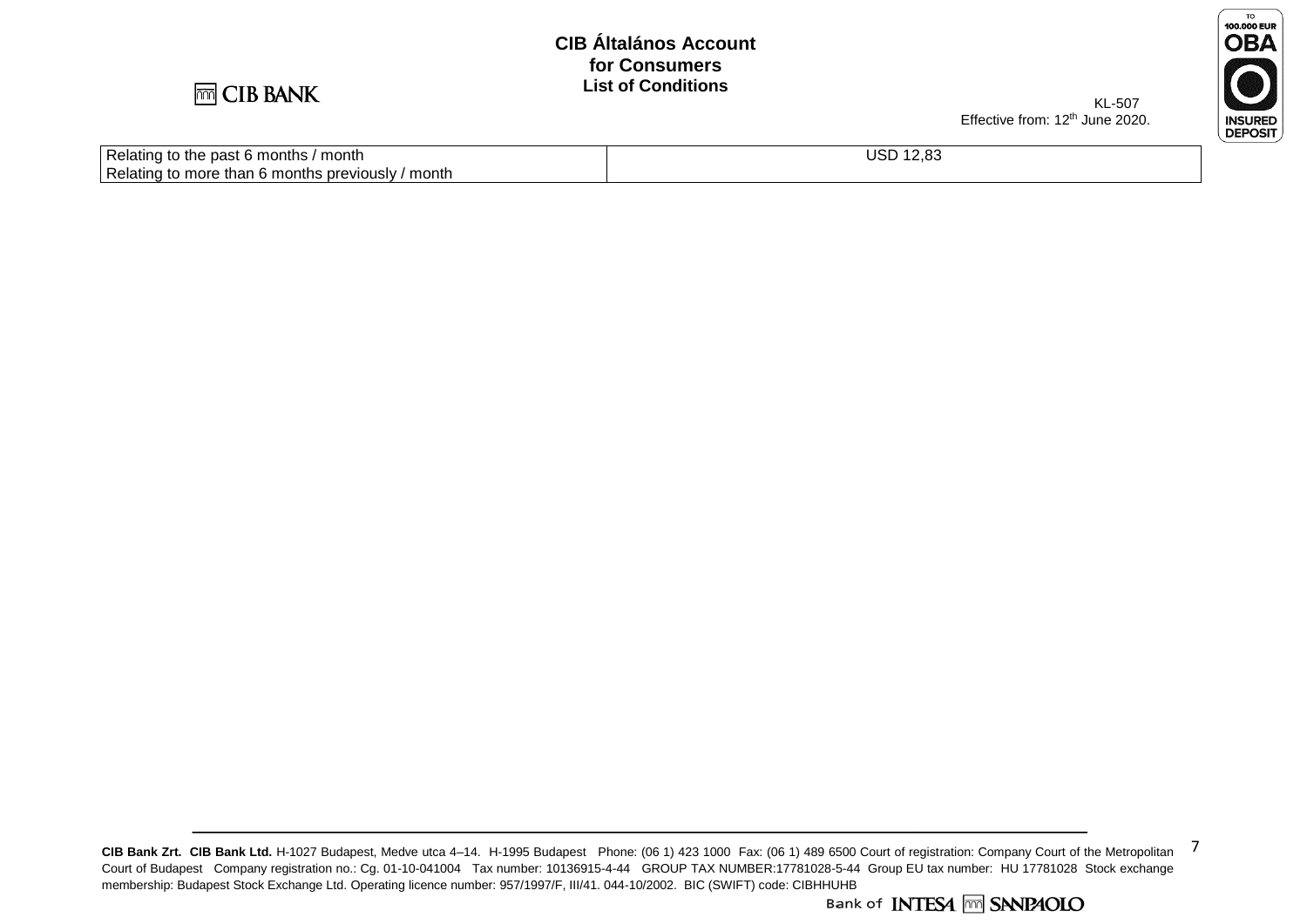| Relating to the past 6 months / month<br>Relating to more than 6 months previously / month | USD 12,83 |
|---|---|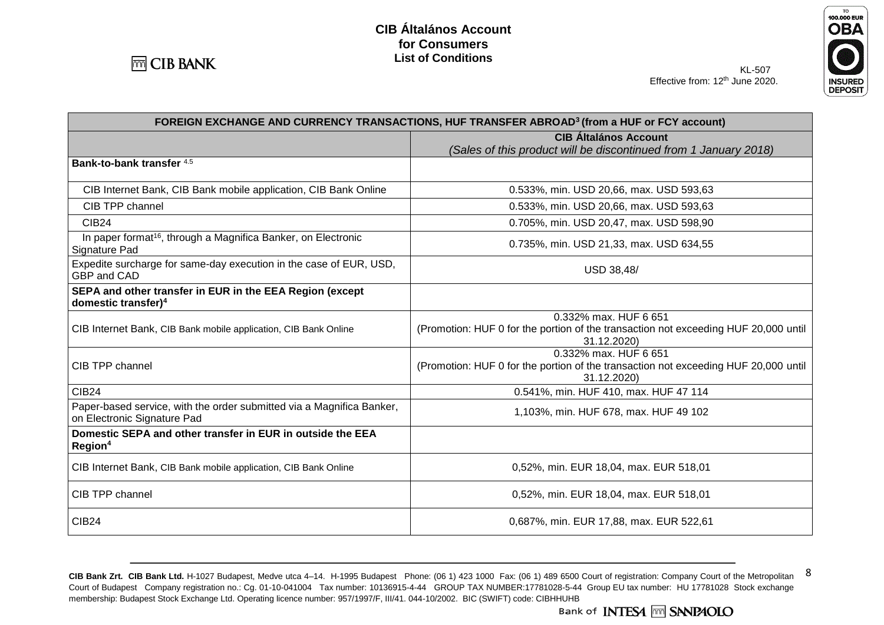# CIB Általános Account for Consumers List of Conditions

KL-507
Effective from: 12th June 2020.

| FOREIGN EXCHANGE AND CURRENCY TRANSACTIONS, HUF TRANSFER ABROAD[3] (from a HUF or FCY account) | |
|---|---|
| | **CIB Általános Account** *(Sales of this product will be discontinued from 1 January 2018)* |
| **Bank-to-bank transfer** [4,5] | |
| CIB Internet Bank, CIB Bank mobile application, CIB Bank Online | 0.533%, min. USD 20,66, max. USD 593,63 |
| CIB TPP channel | 0.533%, min. USD 20,66, max. USD 593,63 |
| CIB24 | 0.705%, min. USD 20,47, max. USD 598,90 |
| In paper format[16], through a Magnifica Banker, on Electronic Signature Pad | 0.735%, min. USD 21,33, max. USD 634,55 |
| Expedite surcharge for same-day execution in the case of EUR, USD, GBP and CAD | USD 38,48/ |
| **SEPA and other transfer in EUR in the EEA Region (except domestic transfer)**[4] | |
| CIB Internet Bank, CIB Bank mobile application, CIB Bank Online | 0.332% max. HUF 6 651 (Promotion: HUF 0 for the portion of the transaction not exceeding HUF 20,000 until 31.12.2020) |
| CIB TPP channel | 0.332% max. HUF 6 651 (Promotion: HUF 0 for the portion of the transaction not exceeding HUF 20,000 until 31.12.2020) |
| CIB24 | 0.541%, min. HUF 410, max. HUF 47 114 |
| Paper-based service, with the order submitted via a Magnifica Banker, on Electronic Signature Pad | 1,103%, min. HUF 678, max. HUF 49 102 |
| **Domestic SEPA and other transfer in EUR in outside the EEA Region**[4] | |
| CIB Internet Bank, CIB Bank mobile application, CIB Bank Online | 0,52%, min. EUR 18,04, max. EUR 518,01 |
| CIB TPP channel | 0,52%, min. EUR 18,04, max. EUR 518,01 |
| CIB24 | 0,687%, min. EUR 17,88, max. EUR 522,61 |

**CIB Bank Zrt. CIB Bank Ltd.** H-1027 Budapest, Medve utca 4–14. H-1995 Budapest Phone: (06 1) 423 1000 Fax: (06 1) 489 6500 Court of registration: Company Court of the Metropolitan Court of Budapest Company registration no.: Cg. 01-10-041004 Tax number: 10136915-4-44 GROUP TAX NUMBER:17781028-5-44 Group EU tax number: HU 17781028 Stock exchange membership: Budapest Stock Exchange Ltd. Operating licence number: 957/1997/F, III/41. 044-10/2002. BIC (SWIFT) code: CIBHHUHB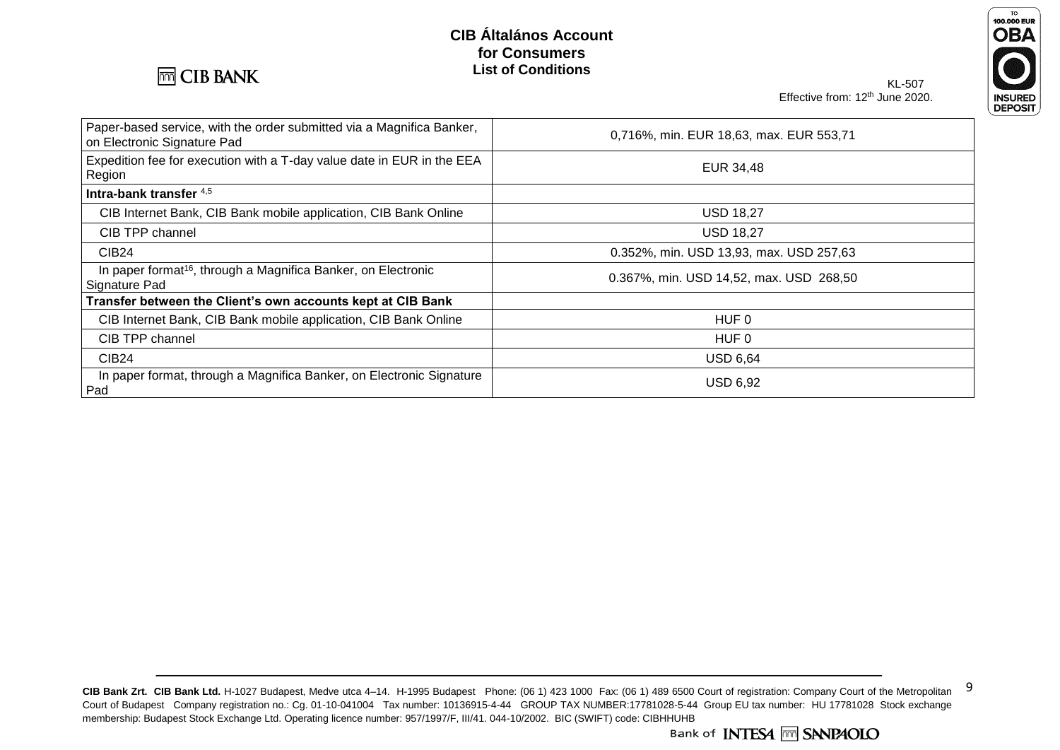| | |
|---|---|
| Paper-based service, with the order submitted via a Magnifica Banker, on Electronic Signature Pad | 0,716%, min. EUR 18,63, max. EUR 553,71 |
| Expedition fee for execution with a T-day value date in EUR in the EEA Region | EUR 34,48 |
| **Intra-bank transfer** [4,5] | |
| CIB Internet Bank, CIB Bank mobile application, CIB Bank Online | USD 18,27 |
| CIB TPP channel | USD 18,27 |
| CIB24 | 0.352%, min. USD 13,93, max. USD 257,63 |
| In paper format[16], through a Magnifica Banker, on Electronic Signature Pad | 0.367%, min. USD 14,52, max. USD 268,50 |
| **Transfer between the Client's own accounts kept at CIB Bank** | |
| CIB Internet Bank, CIB Bank mobile application, CIB Bank Online | HUF 0 |
| CIB TPP channel | HUF 0 |
| CIB24 | USD 6,64 |
| In paper format, through a Magnifica Banker, on Electronic Signature Pad | USD 6,92 |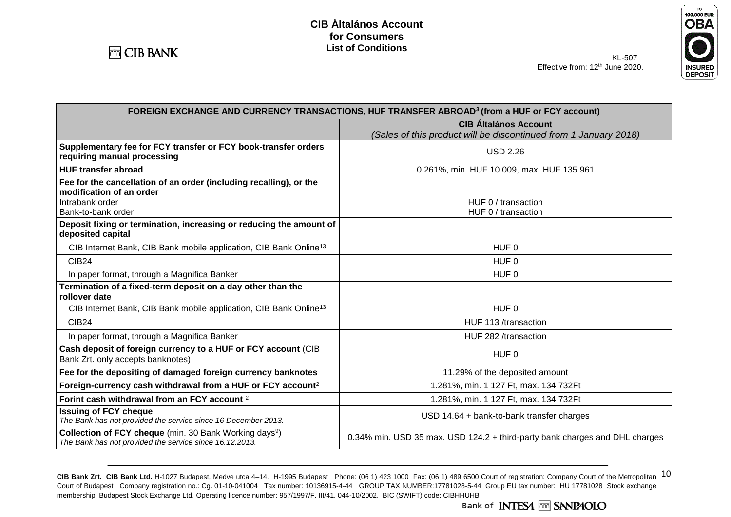# CIB Általános Account for Consumers List of Conditions

KL-507
Effective from: 12th June 2020.

| FOREIGN EXCHANGE AND CURRENCY TRANSACTIONS, HUF TRANSFER ABROAD[3] (from a HUF or FCY account) | |
|---|---|
| | **CIB Általános Account** *(Sales of this product will be discontinued from 1 January 2018)* |
| **Supplementary fee for FCY transfer or FCY book-transfer orders requiring manual processing** | USD 2.26 |
| **HUF transfer abroad** | 0.261%, min. HUF 10 009, max. HUF 135 961 |
| **Fee for the cancellation of an order (including recalling), or the modification of an order** | |
| Intrabank order | HUF 0 / transaction |
| Bank-to-bank order | HUF 0 / transaction |
| **Deposit fixing or termination, increasing or reducing the amount of deposited capital** | |
| CIB Internet Bank, CIB Bank mobile application, CIB Bank Online[13] | HUF 0 |
| CIB24 | HUF 0 |
| In paper format, through a Magnifica Banker | HUF 0 |
| **Termination of a fixed-term deposit on a day other than the rollover date** | |
| CIB Internet Bank, CIB Bank mobile application, CIB Bank Online[13] | HUF 0 |
| CIB24 | HUF 113 /transaction |
| In paper format, through a Magnifica Banker | HUF 282 /transaction |
| **Cash deposit of foreign currency to a HUF or FCY account** (CIB Bank Zrt. only accepts banknotes) | HUF 0 |
| **Fee for the depositing of damaged foreign currency banknotes** | 11.29% of the deposited amount |
| **Foreign-currency cash withdrawal from a HUF or FCY account**[2] | 1.281%, min. 1 127 Ft, max. 134 732Ft |
| **Forint cash withdrawal from an FCY account** [2] | 1.281%, min. 1 127 Ft, max. 134 732Ft |
| **Issuing of FCY cheque** *The Bank has not provided the service since 16 December 2013.* | USD 14.64 + bank-to-bank transfer charges |
| **Collection of FCY cheque** (min. 30 Bank Working days[9]) *The Bank has not provided the service since 16.12.2013.* | 0.34% min. USD 35 max. USD 124.2 + third-party bank charges and DHL charges |

**CIB Bank Zrt. CIB Bank Ltd.** H-1027 Budapest, Medve utca 4–14. H-1995 Budapest Phone: (06 1) 423 1000 Fax: (06 1) 489 6500 Court of registration: Company Court of the Metropolitan Court of Budapest Company registration no.: Cg. 01-10-041004 Tax number: 10136915-4-44 GROUP TAX NUMBER:17781028-5-44 Group EU tax number: HU 17781028 Stock exchange membership: Budapest Stock Exchange Ltd. Operating licence number: 957/1997/F, III/41. 044-10/2002. BIC (SWIFT) code: CIBHHUHB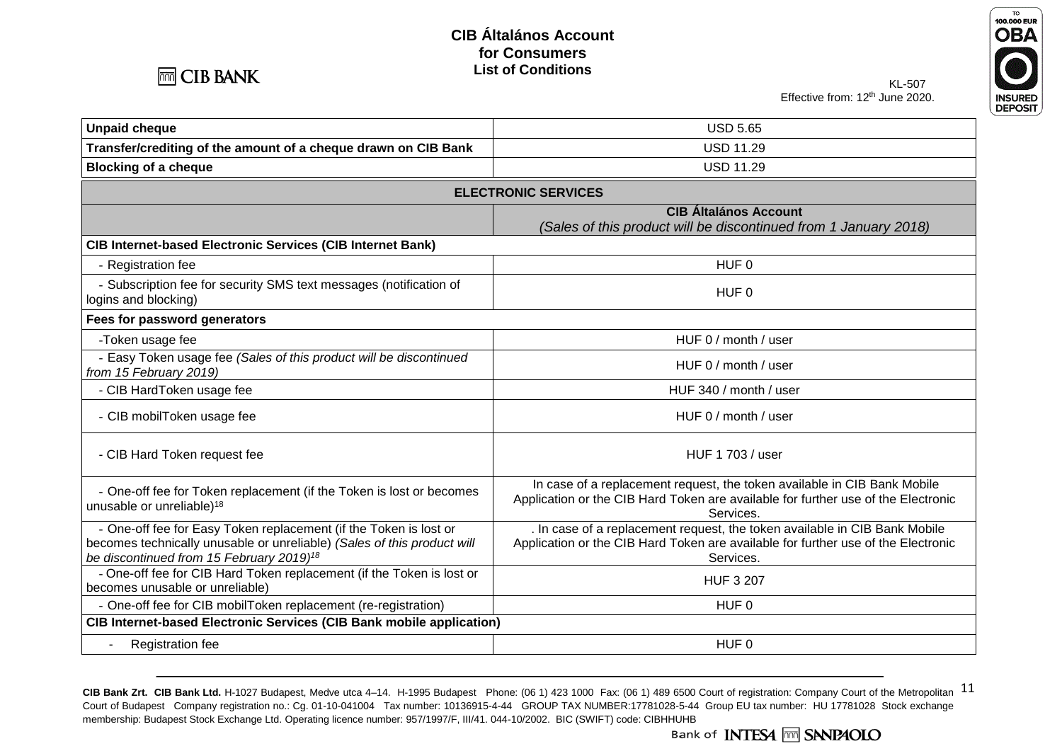| | |
|---|---|
| **Unpaid cheque** | USD 5.65 |
| **Transfer/crediting of the amount of a cheque drawn on CIB Bank** | USD 11.29 |
| **Blocking of a cheque** | USD 11.29 |

| **ELECTRONIC SERVICES** | |
|---|---|
| | **CIB Általános Account** *(Sales of this product will be discontinued from 1 January 2018)* |
| **CIB Internet-based Electronic Services (CIB Internet Bank)** | |
| - Registration fee | HUF 0 |
| - Subscription fee for security SMS text messages (notification of logins and blocking) | HUF 0 |
| **Fees for password generators** | |
| -Token usage fee | HUF 0 / month / user |
| - Easy Token usage fee *(Sales of this product will be discontinued from 15 February 2019)* | HUF 0 / month / user |
| - CIB HardToken usage fee | HUF 340 / month / user |
| - CIB mobilToken usage fee | HUF 0 / month / user |
| - CIB Hard Token request fee | HUF 1 703 / user |
| - One-off fee for Token replacement (if the Token is lost or becomes unusable or unreliable)[18] | In case of a replacement request, the token available in CIB Bank Mobile Application or the CIB Hard Token are available for further use of the Electronic Services. |
| - One-off fee for Easy Token replacement (if the Token is lost or becomes technically unusable or unreliable) *(Sales of this product will be discontinued from 15 February 2019)*[18] | . In case of a replacement request, the token available in CIB Bank Mobile Application or the CIB Hard Token are available for further use of the Electronic Services. |
| - One-off fee for CIB Hard Token replacement (if the Token is lost or becomes unusable or unreliable) | HUF 3 207 |
| - One-off fee for CIB mobilToken replacement (re-registration) | HUF 0 |
| **CIB Internet-based Electronic Services (CIB Bank mobile application)** | |
| - Registration fee | HUF 0 |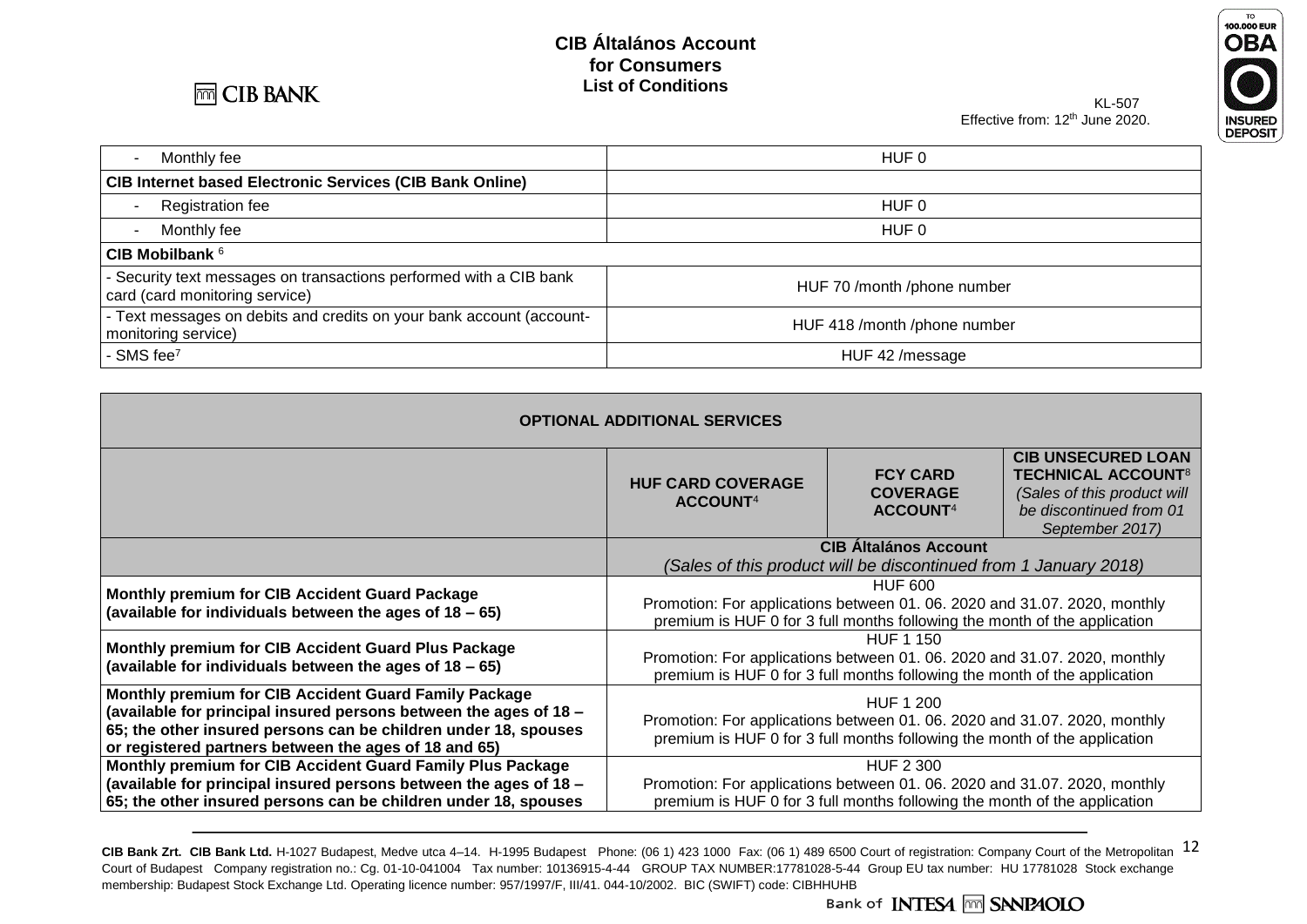# CIB Általános Account for Consumers List of Conditions

KL-507
Effective from: 12th June 2020.

| | |
|---|---|
| - Monthly fee | HUF 0 |
| **CIB Internet based Electronic Services (CIB Bank Online)** | |
| - Registration fee | HUF 0 |
| - Monthly fee | HUF 0 |
| **CIB Mobilbank** [6] | |
| - Security text messages on transactions performed with a CIB bank card (card monitoring service) | HUF 70 /month /phone number |
| - Text messages on debits and credits on your bank account (account-monitoring service) | HUF 418 /month /phone number |
| - SMS fee[7] | HUF 42 /message |

| **OPTIONAL ADDITIONAL SERVICES** | | | |
|---|---|---|---|
| | **HUF CARD COVERAGE ACCOUNT**[4] | **FCY CARD COVERAGE ACCOUNT**[4] | **CIB UNSECURED LOAN TECHNICAL ACCOUNT**[8] *(Sales of this product will be discontinued from 01 September 2017)* |
| | **CIB Általános Account** *(Sales of this product will be discontinued from 1 January 2018)* | | |
| **Monthly premium for CIB Accident Guard Package (available for individuals between the ages of 18 – 65)** | HUF 600<br>Promotion: For applications between 01. 06. 2020 and 31.07. 2020, monthly premium is HUF 0 for 3 full months following the month of the application | | |
| **Monthly premium for CIB Accident Guard Plus Package (available for individuals between the ages of 18 – 65)** | HUF 1 150<br>Promotion: For applications between 01. 06. 2020 and 31.07. 2020, monthly premium is HUF 0 for 3 full months following the month of the application | | |
| **Monthly premium for CIB Accident Guard Family Package (available for principal insured persons between the ages of 18 – 65; the other insured persons can be children under 18, spouses or registered partners between the ages of 18 and 65)** | HUF 1 200<br>Promotion: For applications between 01. 06. 2020 and 31.07. 2020, monthly premium is HUF 0 for 3 full months following the month of the application | | |
| **Monthly premium for CIB Accident Guard Family Plus Package (available for principal insured persons between the ages of 18 – 65; the other insured persons can be children under 18, spouses** | HUF 2 300<br>Promotion: For applications between 01. 06. 2020 and 31.07. 2020, monthly premium is HUF 0 for 3 full months following the month of the application | | |

CIB Bank Zrt. CIB Bank Ltd. H-1027 Budapest, Medve utca 4–14. H-1995 Budapest Phone: (06 1) 423 1000 Fax: (06 1) 489 6500 Court of registration: Company Court of the Metropolitan Court of Budapest Company registration no.: Cg. 01-10-041004 Tax number: 10136915-4-44 GROUP TAX NUMBER:17781028-5-44 Group EU tax number: HU 17781028 Stock exchange membership: Budapest Stock Exchange Ltd. Operating licence number: 957/1997/F, III/41. 044-10/2002. BIC (SWIFT) code: CIBHHUHB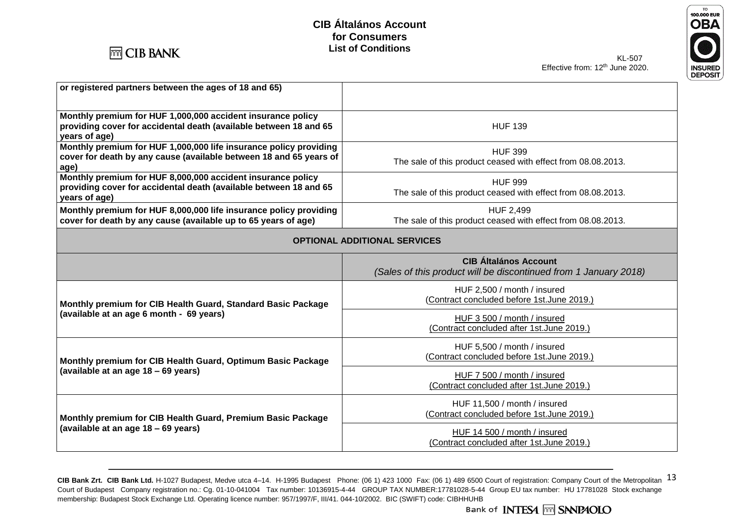| or registered partners between the ages of 18 and 65) | |
|---|---|
| **Monthly premium for HUF 1,000,000 accident insurance policy providing cover for accidental death (available between 18 and 65 years of age)** | HUF 139 |
| **Monthly premium for HUF 1,000,000 life insurance policy providing cover for death by any cause (available between 18 and 65 years of age)** | HUF 399<br>The sale of this product ceased with effect from 08.08.2013. |
| **Monthly premium for HUF 8,000,000 accident insurance policy providing cover for accidental death (available between 18 and 65 years of age)** | HUF 999<br>The sale of this product ceased with effect from 08.08.2013. |
| **Monthly premium for HUF 8,000,000 life insurance policy providing cover for death by any cause (available up to 65 years of age)** | HUF 2,499<br>The sale of this product ceased with effect from 08.08.2013. |
| **OPTIONAL ADDITIONAL SERVICES** | |
| | **CIB Általános Account**<br>*(Sales of this product will be discontinued from 1 January 2018)* |
| **Monthly premium for CIB Health Guard, Standard Basic Package (available at an age 6 month - 69 years)** | HUF 2,500 / month / insured<br>(Contract concluded before 1st.June 2019.) |
| | HUF 3 500 / month / insured<br>(Contract concluded after 1st.June 2019.) |
| **Monthly premium for CIB Health Guard, Optimum Basic Package (available at an age 18 – 69 years)** | HUF 5,500 / month / insured<br>(Contract concluded before 1st.June 2019.) |
| | HUF 7 500 / month / insured<br>(Contract concluded after 1st.June 2019.) |
| **Monthly premium for CIB Health Guard, Premium Basic Package (available at an age 18 – 69 years)** | HUF 11,500 / month / insured<br>(Contract concluded before 1st.June 2019.) |
| | HUF 14 500 / month / insured<br>(Contract concluded after 1st.June 2019.) |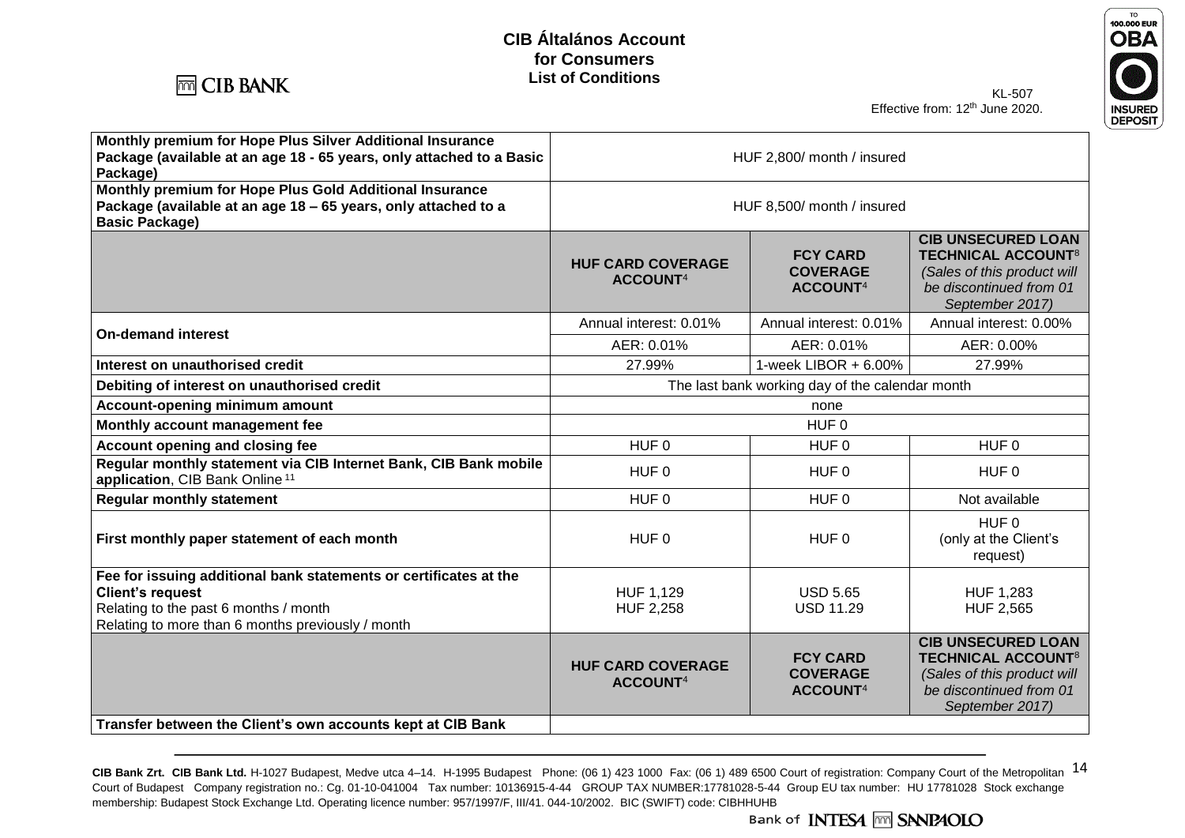# CIB Általános Account for Consumers List of Conditions

KL-507
Effective from: 12[th] June 2020.

| | | | |
|---|---|---|---|
| **Monthly premium for Hope Plus Silver Additional Insurance Package (available at an age 18 - 65 years, only attached to a Basic Package)** | HUF 2,800/ month / insured | | |
| **Monthly premium for Hope Plus Gold Additional Insurance Package (available at an age 18 – 65 years, only attached to a Basic Package)** | HUF 8,500/ month / insured | | |
| | **HUF CARD COVERAGE ACCOUNT**[4] | **FCY CARD COVERAGE ACCOUNT**[4] | **CIB UNSECURED LOAN TECHNICAL ACCOUNT**[8] *(Sales of this product will be discontinued from 01 September 2017)* |
| **On-demand interest** | Annual interest: 0.01% | Annual interest: 0.01% | Annual interest: 0.00% |
| | AER: 0.01% | AER: 0.01% | AER: 0.00% |
| **Interest on unauthorised credit** | 27.99% | 1-week LIBOR + 6.00% | 27.99% |
| **Debiting of interest on unauthorised credit** | The last bank working day of the calendar month | | |
| **Account-opening minimum amount** | none | | |
| **Monthly account management fee** | HUF 0 | | |
| **Account opening and closing fee** | HUF 0 | HUF 0 | HUF 0 |
| **Regular monthly statement via CIB Internet Bank, CIB Bank mobile application**, CIB Bank Online[11] | HUF 0 | HUF 0 | HUF 0 |
| **Regular monthly statement** | HUF 0 | HUF 0 | Not available |
| **First monthly paper statement of each month** | HUF 0 | HUF 0 | HUF 0 (only at the Client's request) |
| **Fee for issuing additional bank statements or certificates at the Client's request**<br>Relating to the past 6 months / month<br>Relating to more than 6 months previously / month | HUF 1,129<br>HUF 2,258 | USD 5.65<br>USD 11.29 | HUF 1,283<br>HUF 2,565 |
| | **HUF CARD COVERAGE ACCOUNT**[4] | **FCY CARD COVERAGE ACCOUNT**[4] | **CIB UNSECURED LOAN TECHNICAL ACCOUNT**[8] *(Sales of this product will be discontinued from 01 September 2017)* |
| **Transfer between the Client's own accounts kept at CIB Bank** | | | |

**CIB Bank Zrt. CIB Bank Ltd.** H-1027 Budapest, Medve utca 4–14. H-1995 Budapest Phone: (06 1) 423 1000 Fax: (06 1) 489 6500 Court of registration: Company Court of the Metropolitan Court of Budapest Company registration no.: Cg. 01-10-041004 Tax number: 10136915-4-44 GROUP TAX NUMBER:17781028-5-44 Group EU tax number: HU 17781028 Stock exchange membership: Budapest Stock Exchange Ltd. Operating licence number: 957/1997/F, III/41. 044-10/2002. BIC (SWIFT) code: CIBHHUHB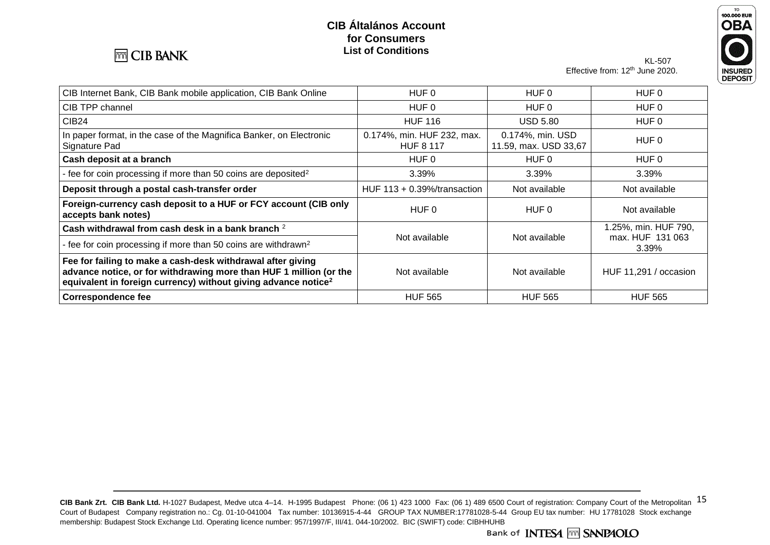# CIB Általános Account for Consumers List of Conditions

KL-507
Effective from: 12th June 2020.

| | | | |
|---|---|---|---|
| CIB Internet Bank, CIB Bank mobile application, CIB Bank Online | HUF 0 | HUF 0 | HUF 0 |
| CIB TPP channel | HUF 0 | HUF 0 | HUF 0 |
| CIB24 | HUF 116 | USD 5.80 | HUF 0 |
| In paper format, in the case of the Magnifica Banker, on Electronic Signature Pad | 0.174%, min. HUF 232, max. HUF 8 117 | 0.174%, min. USD 11.59, max. USD 33,67 | HUF 0 |
| **Cash deposit at a branch** | HUF 0 | HUF 0 | HUF 0 |
| - fee for coin processing if more than 50 coins are deposited[2] | 3.39% | 3.39% | 3.39% |
| **Deposit through a postal cash-transfer order** | HUF 113 + 0.39%/transaction | Not available | Not available |
| **Foreign-currency cash deposit to a HUF or FCY account (CIB only accepts bank notes)** | HUF 0 | HUF 0 | Not available |
| **Cash withdrawal from cash desk in a bank branch** [2] | Not available | Not available | 1.25%, min. HUF 790, max. HUF 131 063 |
| - fee for coin processing if more than 50 coins are withdrawn[2] | | | 3.39% |
| **Fee for failing to make a cash-desk withdrawal after giving advance notice, or for withdrawing more than HUF 1 million (or the equivalent in foreign currency) without giving advance notice[2]** | Not available | Not available | HUF 11,291 / occasion |
| **Correspondence fee** | HUF 565 | HUF 565 | HUF 565 |

**CIB Bank Zrt. CIB Bank Ltd.** H-1027 Budapest, Medve utca 4–14. H-1995 Budapest Phone: (06 1) 423 1000 Fax: (06 1) 489 6500 Court of registration: Company Court of the Metropolitan Court of Budapest Company registration no.: Cg. 01-10-041004 Tax number: 10136915-4-44 GROUP TAX NUMBER:17781028-5-44 Group EU tax number: HU 17781028 Stock exchange membership: Budapest Stock Exchange Ltd. Operating licence number: 957/1997/F, III/41. 044-10/2002. BIC (SWIFT) code: CIBHHUHB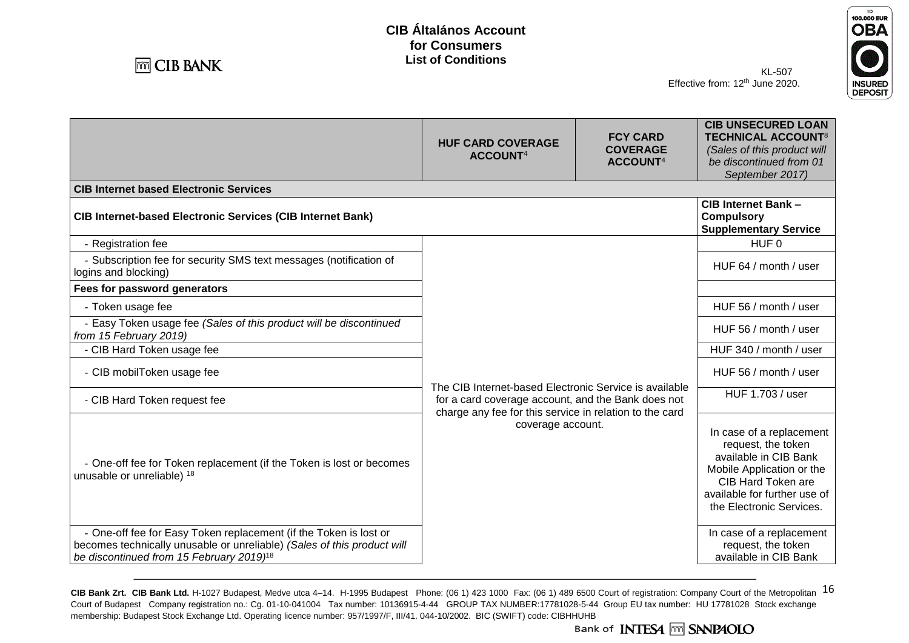**CIB Általános Account for Consumers List of Conditions**

KL-507
Effective from: 12th June 2020.

| | HUF CARD COVERAGE ACCOUNT[4] | FCY CARD COVERAGE ACCOUNT[4] | CIB UNSECURED LOAN TECHNICAL ACCOUNT[8] *(Sales of this product will be discontinued from 01 September 2017)* |
|---|---|---|---|
| **CIB Internet based Electronic Services** | | | |
| **CIB Internet-based Electronic Services (CIB Internet Bank)** | | | **CIB Internet Bank – Compulsory Supplementary Service** |
| - Registration fee | The CIB Internet-based Electronic Service is available for a card coverage account, and the Bank does not charge any fee for this service in relation to the card coverage account. | | HUF 0 |
| - Subscription fee for security SMS text messages (notification of logins and blocking) | | | HUF 64 / month / user |
| **Fees for password generators** | | | |
| - Token usage fee | | | HUF 56 / month / user |
| - Easy Token usage fee *(Sales of this product will be discontinued from 15 February 2019)* | | | HUF 56 / month / user |
| - CIB Hard Token usage fee | | | HUF 340 / month / user |
| - CIB mobilToken usage fee | | | HUF 56 / month / user |
| - CIB Hard Token request fee | | | HUF 1.703 / user |
| - One-off fee for Token replacement (if the Token is lost or becomes unusable or unreliable) [18] | | | In case of a replacement request, the token available in CIB Bank Mobile Application or the CIB Hard Token are available for further use of the Electronic Services. |
| - One-off fee for Easy Token replacement (if the Token is lost or becomes technically unusable or unreliable) *(Sales of this product will be discontinued from 15 February 2019)*[18] | | | In case of a replacement request, the token available in CIB Bank |

**CIB Bank Zrt. CIB Bank Ltd.** H-1027 Budapest, Medve utca 4–14. H-1995 Budapest Phone: (06 1) 423 1000 Fax: (06 1) 489 6500 Court of registration: Company Court of the Metropolitan Court of Budapest Company registration no.: Cg. 01-10-041004 Tax number: 10136915-4-44 GROUP TAX NUMBER:17781028-5-44 Group EU tax number: HU 17781028 Stock exchange membership: Budapest Stock Exchange Ltd. Operating licence number: 957/1997/F, III/41. 044-10/2002. BIC (SWIFT) code: CIBHHUHB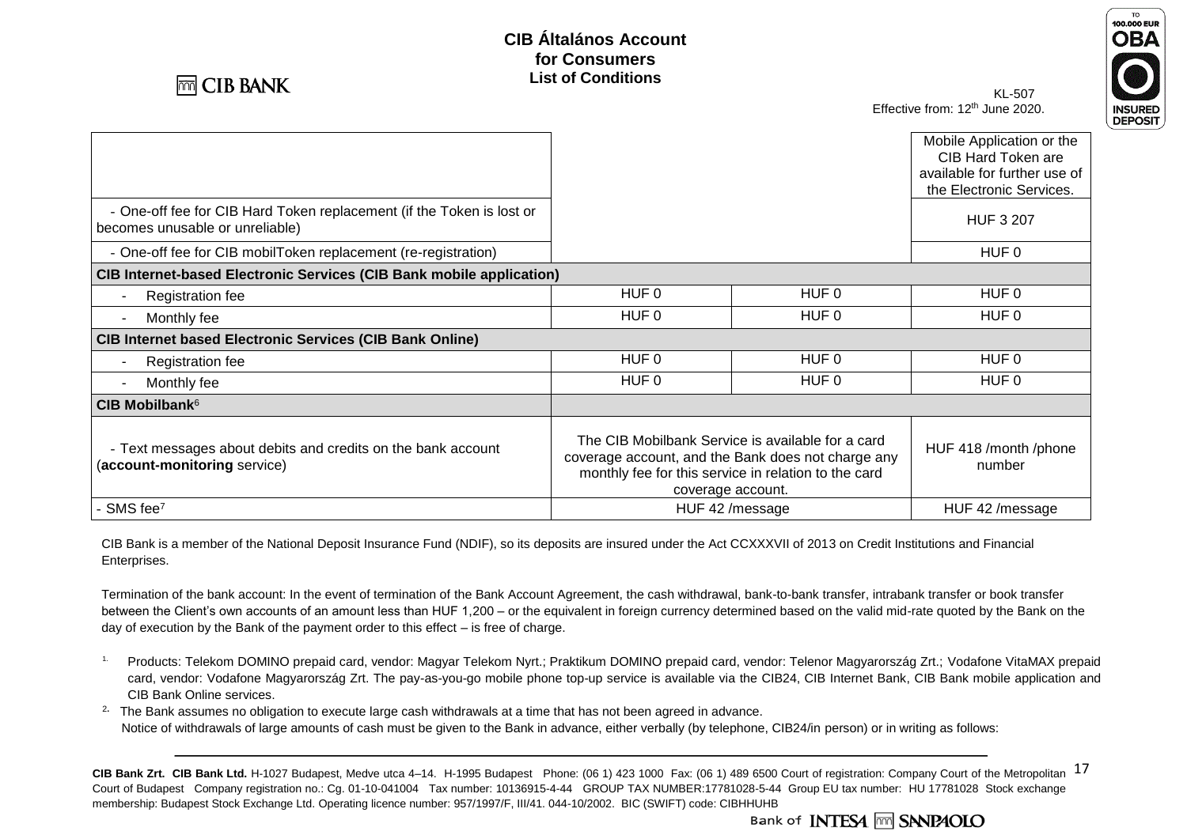# CIB Általános Account for Consumers List of Conditions

KL-507
Effective from: 12th June 2020.

| | | | |
|---|---|---|---|
| | | | Mobile Application or the CIB Hard Token are available for further use of the Electronic Services. |
| - One-off fee for CIB Hard Token replacement (if the Token is lost or becomes unusable or unreliable) | | | HUF 3 207 |
| - One-off fee for CIB mobilToken replacement (re-registration) | | | HUF 0 |
| **CIB Internet-based Electronic Services (CIB Bank mobile application)** | | | |
| - Registration fee | HUF 0 | HUF 0 | HUF 0 |
| - Monthly fee | HUF 0 | HUF 0 | HUF 0 |
| **CIB Internet based Electronic Services (CIB Bank Online)** | | | |
| - Registration fee | HUF 0 | HUF 0 | HUF 0 |
| - Monthly fee | HUF 0 | HUF 0 | HUF 0 |
| **CIB Mobilbank**[6] | | | |
| - Text messages about debits and credits on the bank account (**account-monitoring** service) | The CIB Mobilbank Service is available for a card coverage account, and the Bank does not charge any monthly fee for this service in relation to the card coverage account. | | HUF 418 /month /phone number |
| - SMS fee[7] | HUF 42 /message | | HUF 42 /message |

CIB Bank is a member of the National Deposit Insurance Fund (NDIF), so its deposits are insured under the Act CCXXXVII of 2013 on Credit Institutions and Financial Enterprises.

Termination of the bank account: In the event of termination of the Bank Account Agreement, the cash withdrawal, bank-to-bank transfer, intrabank transfer or book transfer between the Client's own accounts of an amount less than HUF 1,200 – or the equivalent in foreign currency determined based on the valid mid-rate quoted by the Bank on the day of execution by the Bank of the payment order to this effect – is free of charge.

1. Products: Telekom DOMINO prepaid card, vendor: Magyar Telekom Nyrt.; Praktikum DOMINO prepaid card, vendor: Telenor Magyarország Zrt.; Vodafone VitaMAX prepaid card, vendor: Vodafone Magyarország Zrt. The pay-as-you-go mobile phone top-up service is available via the CIB24, CIB Internet Bank, CIB Bank mobile application and CIB Bank Online services.
2. The Bank assumes no obligation to execute large cash withdrawals at a time that has not been agreed in advance. Notice of withdrawals of large amounts of cash must be given to the Bank in advance, either verbally (by telephone, CIB24/in person) or in writing as follows: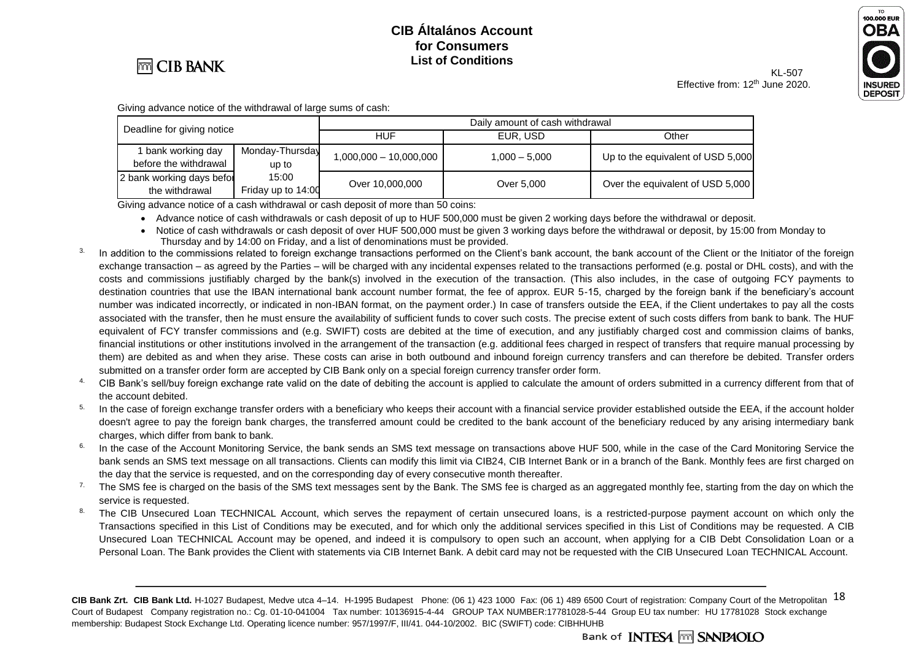Giving advance notice of the withdrawal of large sums of cash:

| Deadline for giving notice | | Daily amount of cash withdrawal | | |
|---|---|---|---|---|
| | | HUF | EUR, USD | Other |
| 1 bank working day before the withdrawal | Monday-Thursday up to 15:00 Friday up to 14:00 | 1,000,000 – 10,000,000 | 1,000 – 5,000 | Up to the equivalent of USD 5,000 |
| 2 bank working days before the withdrawal | | Over 10,000,000 | Over 5,000 | Over the equivalent of USD 5,000 |

Giving advance notice of a cash withdrawal or cash deposit of more than 50 coins:

- Advance notice of cash withdrawals or cash deposit of up to HUF 500,000 must be given 2 working days before the withdrawal or deposit.
- Notice of cash withdrawals or cash deposit of over HUF 500,000 must be given 3 working days before the withdrawal or deposit, by 15:00 from Monday to Thursday and by 14:00 on Friday, and a list of denominations must be provided.

[3] In addition to the commissions related to foreign exchange transactions performed on the Client's bank account, the bank account of the Client or the Initiator of the foreign exchange transaction – as agreed by the Parties – will be charged with any incidental expenses related to the transactions performed (e.g. postal or DHL costs), and with the costs and commissions justifiably charged by the bank(s) involved in the execution of the transaction. (This also includes, in the case of outgoing FCY payments to destination countries that use the IBAN international bank account number format, the fee of approx. EUR 5-15, charged by the foreign bank if the beneficiary's account number was indicated incorrectly, or indicated in non-IBAN format, on the payment order.) In case of transfers outside the EEA, if the Client undertakes to pay all the costs associated with the transfer, then he must ensure the availability of sufficient funds to cover such costs. The precise extent of such costs differs from bank to bank. The HUF equivalent of FCY transfer commissions and (e.g. SWIFT) costs are debited at the time of execution, and any justifiably charged cost and commission claims of banks, financial institutions or other institutions involved in the arrangement of the transaction (e.g. additional fees charged in respect of transfers that require manual processing by them) are debited as and when they arise. These costs can arise in both outbound and inbound foreign currency transfers and can therefore be debited. Transfer orders submitted on a transfer order form are accepted by CIB Bank only on a special foreign currency transfer order form.

[4] CIB Bank's sell/buy foreign exchange rate valid on the date of debiting the account is applied to calculate the amount of orders submitted in a currency different from that of the account debited.

[5] In the case of foreign exchange transfer orders with a beneficiary who keeps their account with a financial service provider established outside the EEA, if the account holder doesn't agree to pay the foreign bank charges, the transferred amount could be credited to the bank account of the beneficiary reduced by any arising intermediary bank charges, which differ from bank to bank.

[6] In the case of the Account Monitoring Service, the bank sends an SMS text message on transactions above HUF 500, while in the case of the Card Monitoring Service the bank sends an SMS text message on all transactions. Clients can modify this limit via CIB24, CIB Internet Bank or in a branch of the Bank. Monthly fees are first charged on the day that the service is requested, and on the corresponding day of every consecutive month thereafter.

[7] The SMS fee is charged on the basis of the SMS text messages sent by the Bank. The SMS fee is charged as an aggregated monthly fee, starting from the day on which the service is requested.

[8] The CIB Unsecured Loan TECHNICAL Account, which serves the repayment of certain unsecured loans, is a restricted-purpose payment account on which only the Transactions specified in this List of Conditions may be executed, and for which only the additional services specified in this List of Conditions may be requested. A CIB Unsecured Loan TECHNICAL Account may be opened, and indeed it is compulsory to open such an account, when applying for a CIB Debt Consolidation Loan or a Personal Loan. The Bank provides the Client with statements via CIB Internet Bank. A debit card may not be requested with the CIB Unsecured Loan TECHNICAL Account.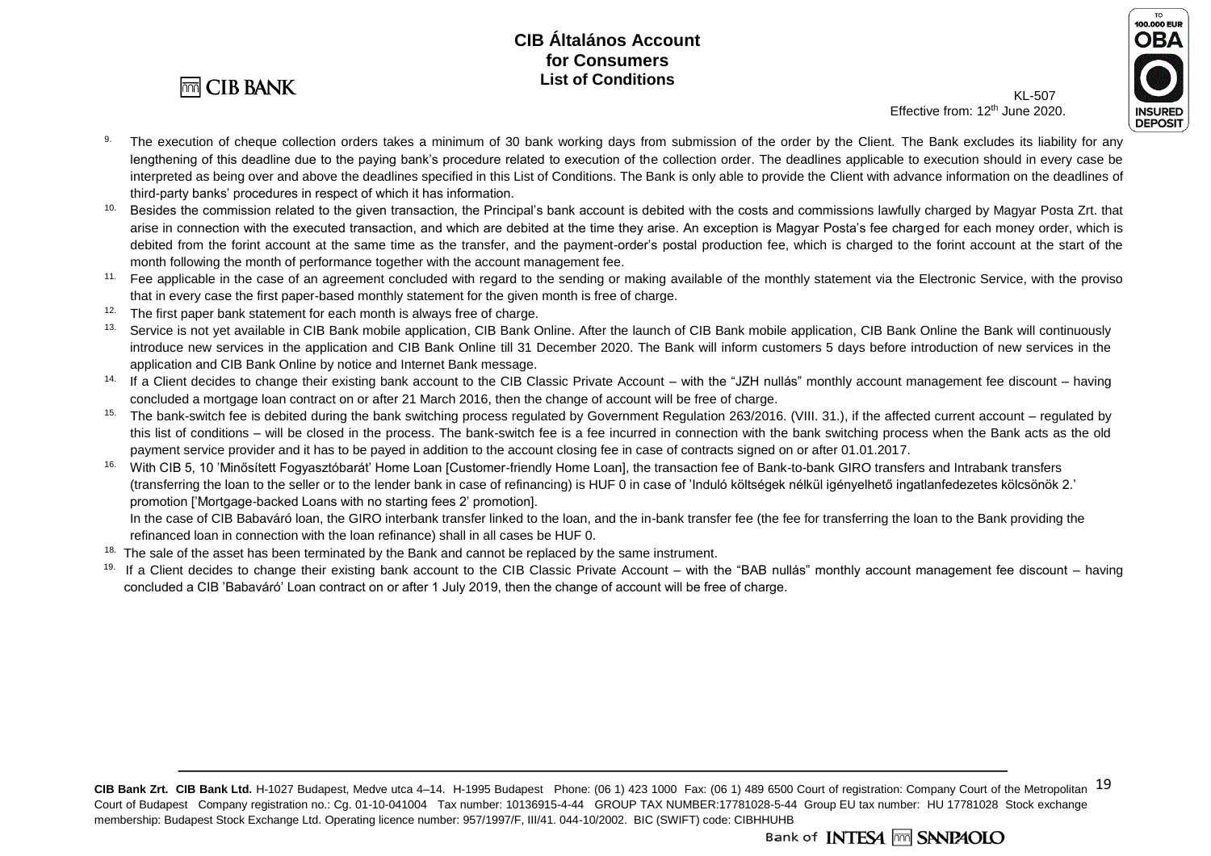9. The execution of cheque collection orders takes a minimum of 30 bank working days from submission of the order by the Client. The Bank excludes its liability for any lengthening of this deadline due to the paying bank's procedure related to execution of the collection order. The deadlines applicable to execution should in every case be interpreted as being over and above the deadlines specified in this List of Conditions. The Bank is only able to provide the Client with advance information on the deadlines of third-party banks' procedures in respect of which it has information.
10. Besides the commission related to the given transaction, the Principal's bank account is debited with the costs and commissions lawfully charged by Magyar Posta Zrt. that arise in connection with the executed transaction, and which are debited at the time they arise. An exception is Magyar Posta's fee charged for each money order, which is debited from the forint account at the same time as the transfer, and the payment-order's postal production fee, which is charged to the forint account at the start of the month following the month of performance together with the account management fee.
11. Fee applicable in the case of an agreement concluded with regard to the sending or making available of the monthly statement via the Electronic Service, with the proviso that in every case the first paper-based monthly statement for the given month is free of charge.
12. The first paper bank statement for each month is always free of charge.
13. Service is not yet available in CIB Bank mobile application, CIB Bank Online. After the launch of CIB Bank mobile application, CIB Bank Online the Bank will continuously introduce new services in the application and CIB Bank Online till 31 December 2020. The Bank will inform customers 5 days before introduction of new services in the application and CIB Bank Online by notice and Internet Bank message.
14. If a Client decides to change their existing bank account to the CIB Classic Private Account – with the "JZH nullás" monthly account management fee discount – having concluded a mortgage loan contract on or after 21 March 2016, then the change of account will be free of charge.
15. The bank-switch fee is debited during the bank switching process regulated by Government Regulation 263/2016. (VIII. 31.), if the affected current account – regulated by this list of conditions – will be closed in the process. The bank-switch fee is a fee incurred in connection with the bank switching process when the Bank acts as the old payment service provider and it has to be payed in addition to the account closing fee in case of contracts signed on or after 01.01.2017.
16. With CIB 5, 10 'Minősített Fogyasztóbarát' Home Loan [Customer-friendly Home Loan], the transaction fee of Bank-to-bank GIRO transfers and Intrabank transfers (transferring the loan to the seller or to the lender bank in case of refinancing) is HUF 0 in case of 'Induló költségek nélkül igényelhető ingatlanfedezetes kölcsönök 2.' promotion ['Mortgage-backed Loans with no starting fees 2' promotion].
    In the case of CIB Babaváró loan, the GIRO interbank transfer linked to the loan, and the in-bank transfer fee (the fee for transferring the loan to the Bank providing the refinanced loan in connection with the loan refinance) shall in all cases be HUF 0.
18. The sale of the asset has been terminated by the Bank and cannot be replaced by the same instrument.
19. If a Client decides to change their existing bank account to the CIB Classic Private Account – with the "BAB nullás" monthly account management fee discount – having concluded a CIB 'Babaváró' Loan contract on or after 1 July 2019, then the change of account will be free of charge.